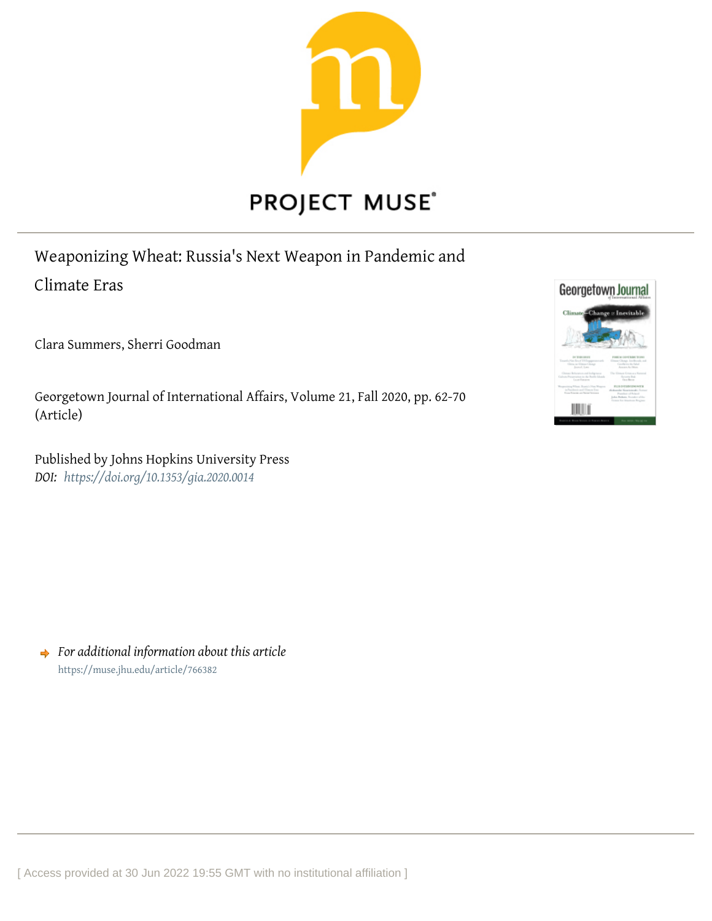PROJECT MUSE®

Weaponizing Wheat: Russia's Next Weapon in Pandemic and Climate Eras

Clara Summers, Sherri Goodman

Georgetown Journal of International Affairs, Volume 21, Fall 2020, pp. 62-70 (Article)

Published by Johns Hopkins University Press

*DOI: https://doi.org/10.1353/gia.2020.0014*

*For additional information about this article*

https://muse.jhu.edu/article/766382

[ Access provided at 30 Jun 2022 19:55 GMT with no institutional affiliation ]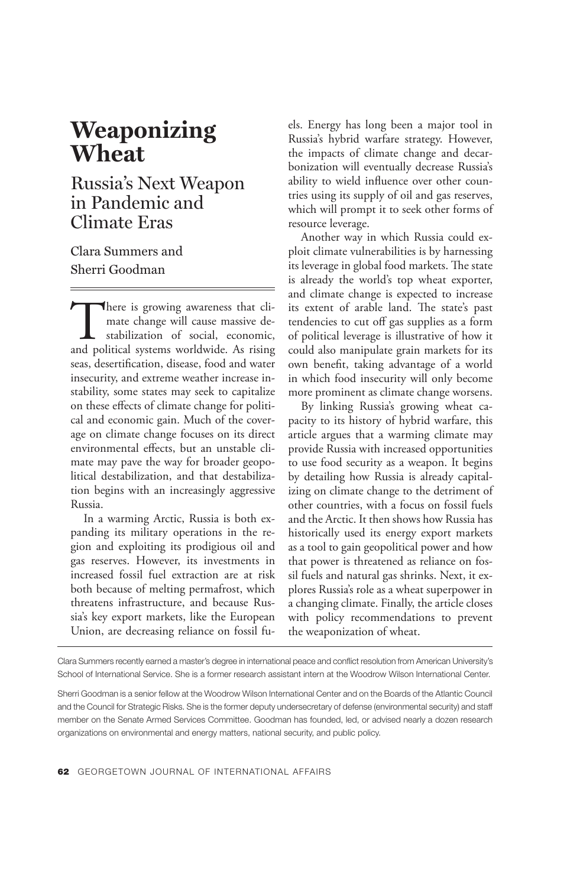# Weaponizing Wheat

## Russia's Next Weapon in Pandemic and Climate Eras

Clara Summers and Sherri Goodman

There is growing awareness that climate change will cause massive destabilization of social, economic, and political systems worldwide. As rising seas, desertification, disease, food and water insecurity, and extreme weather increase instability, some states may seek to capitalize on these effects of climate change for political and economic gain. Much of the coverage on climate change focuses on its direct environmental effects, but an unstable climate may pave the way for broader geopolitical destabilization, and that destabilization begins with an increasingly aggressive Russia.

In a warming Arctic, Russia is both expanding its military operations in the region and exploiting its prodigious oil and gas reserves. However, its investments in increased fossil fuel extraction are at risk both because of melting permafrost, which threatens infrastructure, and because Russia's key export markets, like the European Union, are decreasing reliance on fossil fuels. Energy has long been a major tool in Russia's hybrid warfare strategy. However, the impacts of climate change and decarbonization will eventually decrease Russia's ability to wield influence over other countries using its supply of oil and gas reserves, which will prompt it to seek other forms of resource leverage.

Another way in which Russia could exploit climate vulnerabilities is by harnessing its leverage in global food markets. The state is already the world's top wheat exporter, and climate change is expected to increase its extent of arable land. The state's past tendencies to cut off gas supplies as a form of political leverage is illustrative of how it could also manipulate grain markets for its own benefit, taking advantage of a world in which food insecurity will only become more prominent as climate change worsens.

By linking Russia's growing wheat capacity to its history of hybrid warfare, this article argues that a warming climate may provide Russia with increased opportunities to use food security as a weapon. It begins by detailing how Russia is already capitalizing on climate change to the detriment of other countries, with a focus on fossil fuels and the Arctic. It then shows how Russia has historically used its energy export markets as a tool to gain geopolitical power and how that power is threatened as reliance on fossil fuels and natural gas shrinks. Next, it explores Russia's role as a wheat superpower in a changing climate. Finally, the article closes with policy recommendations to prevent the weaponization of wheat.

Clara Summers recently earned a master's degree in international peace and conflict resolution from American University's School of International Service. She is a former research assistant intern at the Woodrow Wilson International Center.

Sherri Goodman is a senior fellow at the Woodrow Wilson International Center and on the Boards of the Atlantic Council and the Council for Strategic Risks. She is the former deputy undersecretary of defense (environmental security) and staff member on the Senate Armed Services Committee. Goodman has founded, led, or advised nearly a dozen research organizations on environmental and energy matters, national security, and public policy.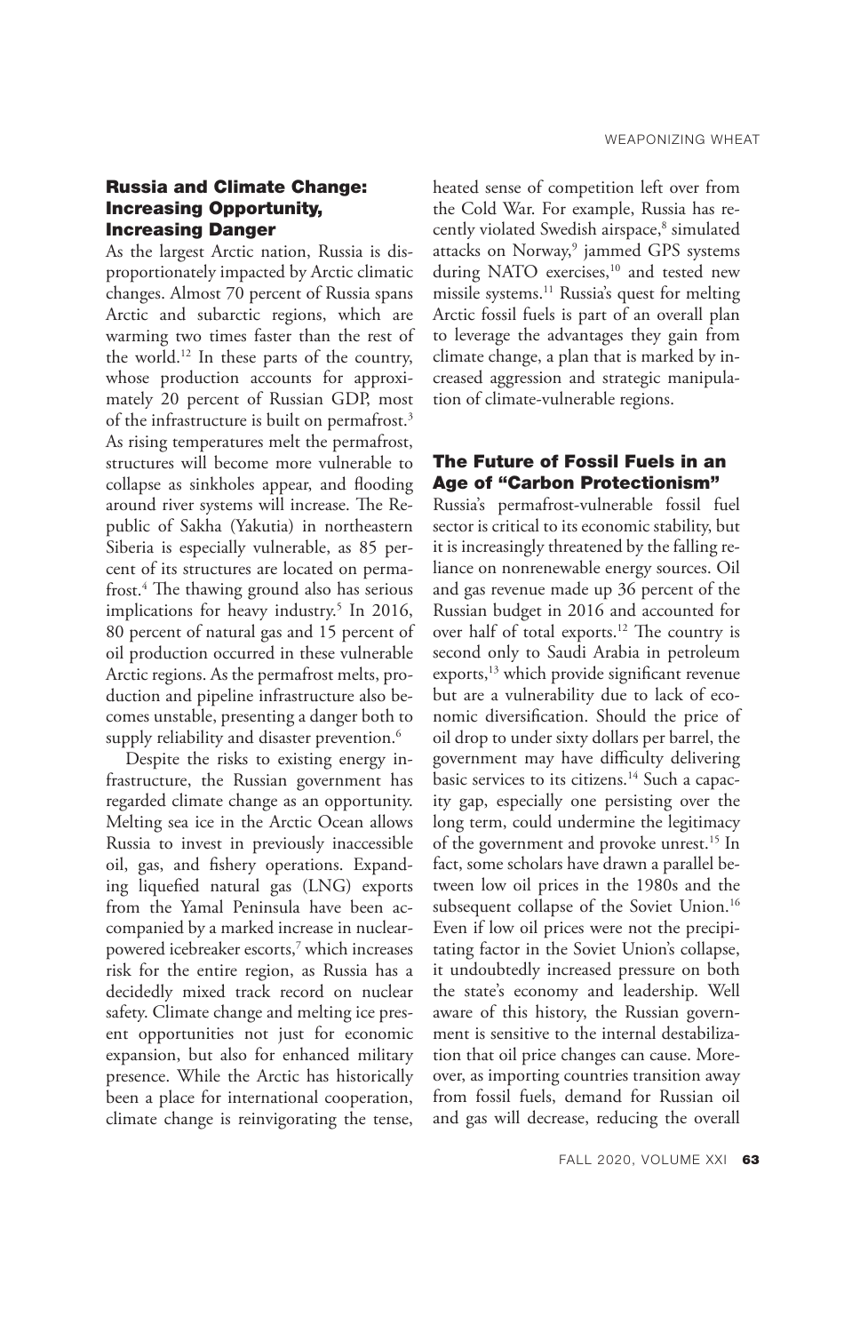## Russia and Climate Change: Increasing Opportunity, Increasing Danger

As the largest Arctic nation, Russia is disproportionately impacted by Arctic climatic changes. Almost 70 percent of Russia spans Arctic and subarctic regions, which are warming two times faster than the rest of the world.[12] In these parts of the country, whose production accounts for approximately 20 percent of Russian GDP, most of the infrastructure is built on permafrost.[3] As rising temperatures melt the permafrost, structures will become more vulnerable to collapse as sinkholes appear, and flooding around river systems will increase. The Republic of Sakha (Yakutia) in northeastern Siberia is especially vulnerable, as 85 percent of its structures are located on permafrost.[4] The thawing ground also has serious implications for heavy industry.[5] In 2016, 80 percent of natural gas and 15 percent of oil production occurred in these vulnerable Arctic regions. As the permafrost melts, production and pipeline infrastructure also becomes unstable, presenting a danger both to supply reliability and disaster prevention.[6]

Despite the risks to existing energy infrastructure, the Russian government has regarded climate change as an opportunity. Melting sea ice in the Arctic Ocean allows Russia to invest in previously inaccessible oil, gas, and fishery operations. Expanding liquefied natural gas (LNG) exports from the Yamal Peninsula have been accompanied by a marked increase in nuclear-powered icebreaker escorts,[7] which increases risk for the entire region, as Russia has a decidedly mixed track record on nuclear safety. Climate change and melting ice present opportunities not just for economic expansion, but also for enhanced military presence. While the Arctic has historically been a place for international cooperation, climate change is reinvigorating the tense, heated sense of competition left over from the Cold War. For example, Russia has recently violated Swedish airspace,[8] simulated attacks on Norway,[9] jammed GPS systems during NATO exercises,[10] and tested new missile systems.[11] Russia's quest for melting Arctic fossil fuels is part of an overall plan to leverage the advantages they gain from climate change, a plan that is marked by increased aggression and strategic manipulation of climate-vulnerable regions.

## The Future of Fossil Fuels in an Age of "Carbon Protectionism"

Russia's permafrost-vulnerable fossil fuel sector is critical to its economic stability, but it is increasingly threatened by the falling reliance on nonrenewable energy sources. Oil and gas revenue made up 36 percent of the Russian budget in 2016 and accounted for over half of total exports.[12] The country is second only to Saudi Arabia in petroleum exports,[13] which provide significant revenue but are a vulnerability due to lack of economic diversification. Should the price of oil drop to under sixty dollars per barrel, the government may have difficulty delivering basic services to its citizens.[14] Such a capacity gap, especially one persisting over the long term, could undermine the legitimacy of the government and provoke unrest.[15] In fact, some scholars have drawn a parallel between low oil prices in the 1980s and the subsequent collapse of the Soviet Union.[16] Even if low oil prices were not the precipitating factor in the Soviet Union's collapse, it undoubtedly increased pressure on both the state's economy and leadership. Well aware of this history, the Russian government is sensitive to the internal destabilization that oil price changes can cause. Moreover, as importing countries transition away from fossil fuels, demand for Russian oil and gas will decrease, reducing the overall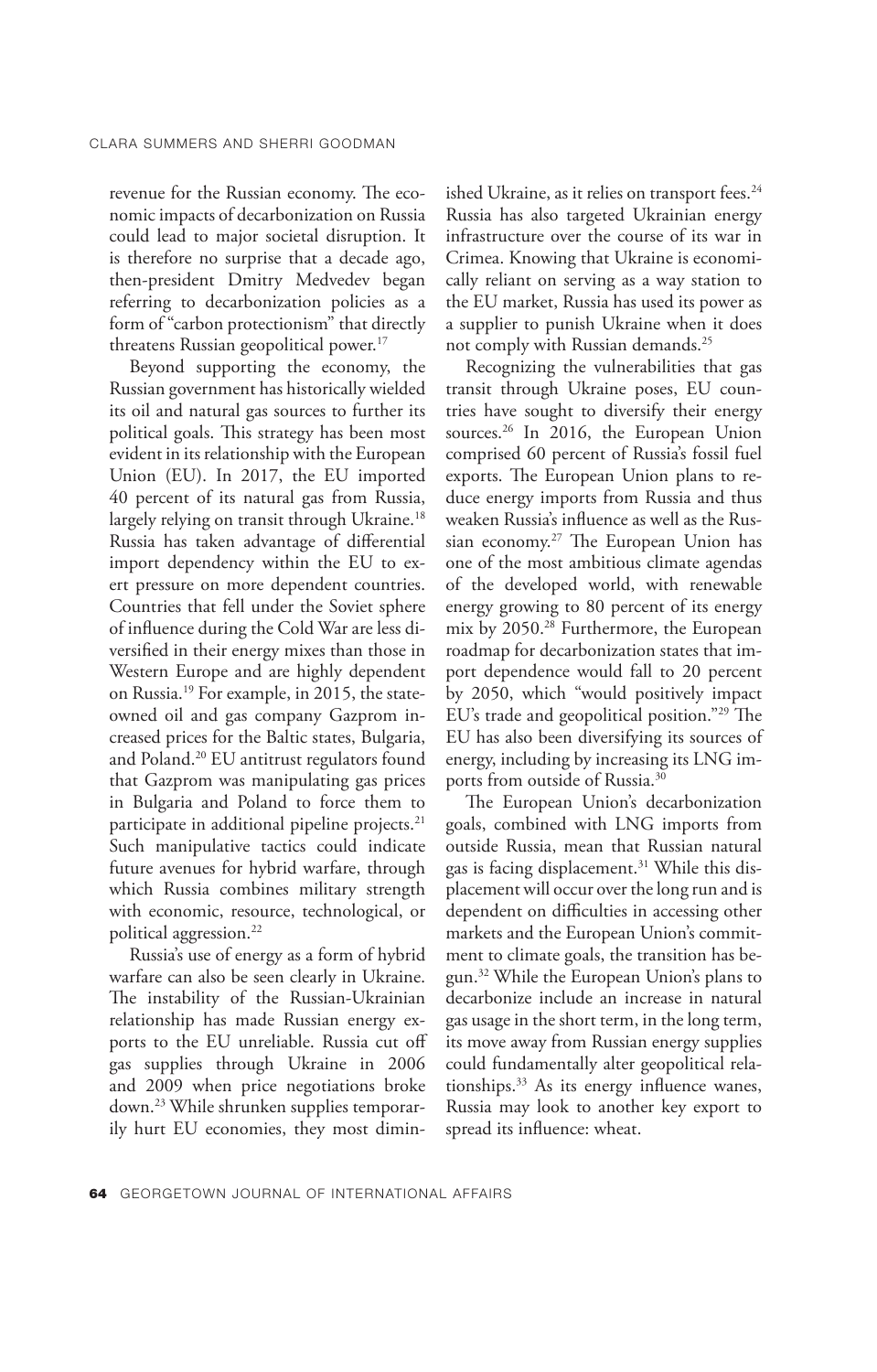revenue for the Russian economy. The economic impacts of decarbonization on Russia could lead to major societal disruption. It is therefore no surprise that a decade ago, then-president Dmitry Medvedev began referring to decarbonization policies as a form of "carbon protectionism" that directly threatens Russian geopolitical power.[17]

Beyond supporting the economy, the Russian government has historically wielded its oil and natural gas sources to further its political goals. This strategy has been most evident in its relationship with the European Union (EU). In 2017, the EU imported 40 percent of its natural gas from Russia, largely relying on transit through Ukraine.[18] Russia has taken advantage of differential import dependency within the EU to exert pressure on more dependent countries. Countries that fell under the Soviet sphere of influence during the Cold War are less diversified in their energy mixes than those in Western Europe and are highly dependent on Russia.[19] For example, in 2015, the state-owned oil and gas company Gazprom increased prices for the Baltic states, Bulgaria, and Poland.[20] EU antitrust regulators found that Gazprom was manipulating gas prices in Bulgaria and Poland to force them to participate in additional pipeline projects.[21] Such manipulative tactics could indicate future avenues for hybrid warfare, through which Russia combines military strength with economic, resource, technological, or political aggression.[22]

Russia's use of energy as a form of hybrid warfare can also be seen clearly in Ukraine. The instability of the Russian-Ukrainian relationship has made Russian energy exports to the EU unreliable. Russia cut off gas supplies through Ukraine in 2006 and 2009 when price negotiations broke down.[23] While shrunken supplies temporarily hurt EU economies, they most diminished Ukraine, as it relies on transport fees.[24] Russia has also targeted Ukrainian energy infrastructure over the course of its war in Crimea. Knowing that Ukraine is economically reliant on serving as a way station to the EU market, Russia has used its power as a supplier to punish Ukraine when it does not comply with Russian demands.[25]

Recognizing the vulnerabilities that gas transit through Ukraine poses, EU countries have sought to diversify their energy sources.[26] In 2016, the European Union comprised 60 percent of Russia's fossil fuel exports. The European Union plans to reduce energy imports from Russia and thus weaken Russia's influence as well as the Russian economy.[27] The European Union has one of the most ambitious climate agendas of the developed world, with renewable energy growing to 80 percent of its energy mix by 2050.[28] Furthermore, the European roadmap for decarbonization states that import dependence would fall to 20 percent by 2050, which "would positively impact EU's trade and geopolitical position."[29] The EU has also been diversifying its sources of energy, including by increasing its LNG imports from outside of Russia.[30]

The European Union's decarbonization goals, combined with LNG imports from outside Russia, mean that Russian natural gas is facing displacement.[31] While this displacement will occur over the long run and is dependent on difficulties in accessing other markets and the European Union's commitment to climate goals, the transition has begun.[32] While the European Union's plans to decarbonize include an increase in natural gas usage in the short term, in the long term, its move away from Russian energy supplies could fundamentally alter geopolitical relationships.[33] As its energy influence wanes, Russia may look to another key export to spread its influence: wheat.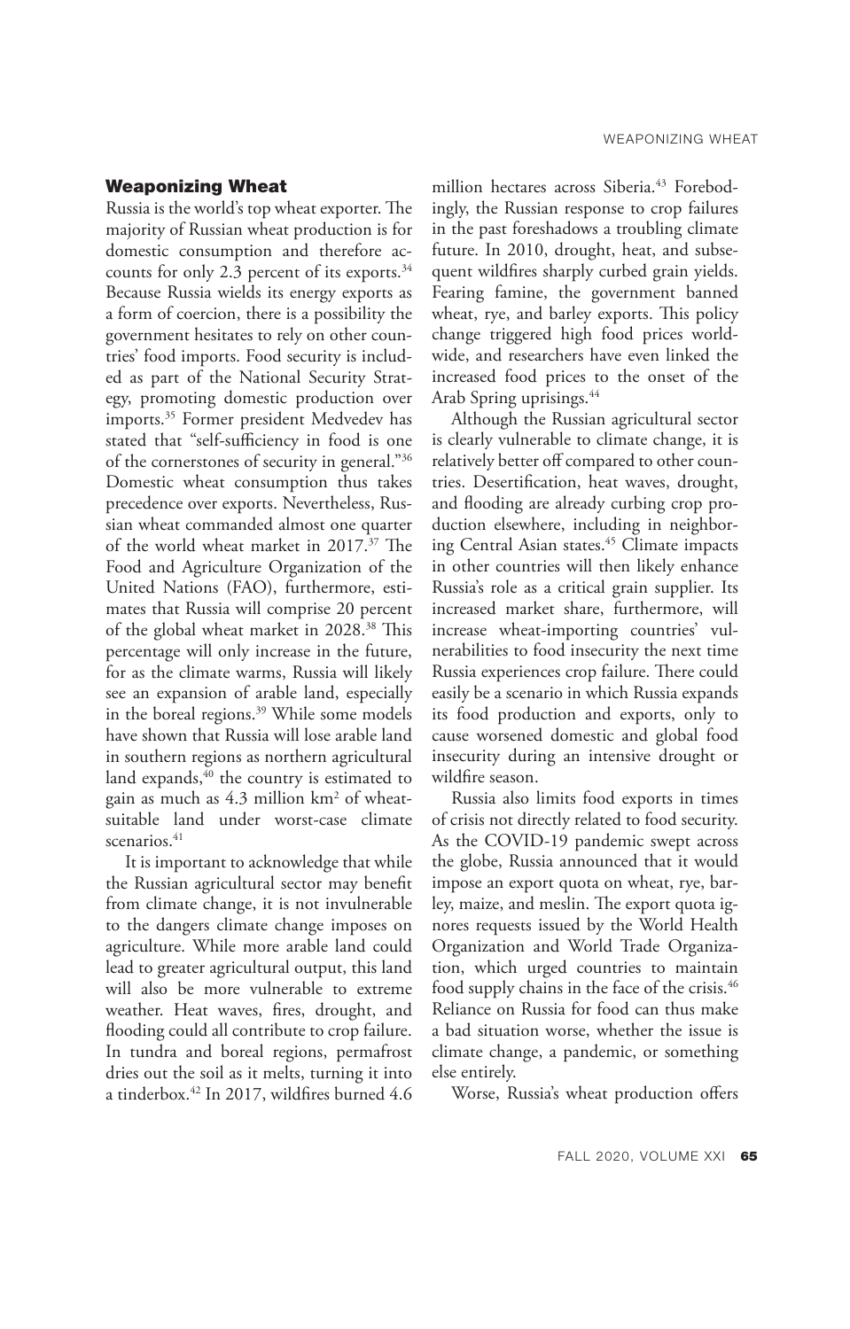## Weaponizing Wheat

Russia is the world's top wheat exporter. The majority of Russian wheat production is for domestic consumption and therefore accounts for only 2.3 percent of its exports.[34] Because Russia wields its energy exports as a form of coercion, there is a possibility the government hesitates to rely on other countries' food imports. Food security is included as part of the National Security Strategy, promoting domestic production over imports.[35] Former president Medvedev has stated that "self-sufficiency in food is one of the cornerstones of security in general."[36] Domestic wheat consumption thus takes precedence over exports. Nevertheless, Russian wheat commanded almost one quarter of the world wheat market in 2017.[37] The Food and Agriculture Organization of the United Nations (FAO), furthermore, estimates that Russia will comprise 20 percent of the global wheat market in 2028.[38] This percentage will only increase in the future, for as the climate warms, Russia will likely see an expansion of arable land, especially in the boreal regions.[39] While some models have shown that Russia will lose arable land in southern regions as northern agricultural land expands,[40] the country is estimated to gain as much as 4.3 million km$^2$ of wheat-suitable land under worst-case climate scenarios.[41]

It is important to acknowledge that while the Russian agricultural sector may benefit from climate change, it is not invulnerable to the dangers climate change imposes on agriculture. While more arable land could lead to greater agricultural output, this land will also be more vulnerable to extreme weather. Heat waves, fires, drought, and flooding could all contribute to crop failure. In tundra and boreal regions, permafrost dries out the soil as it melts, turning it into a tinderbox.[42] In 2017, wildfires burned 4.6 million hectares across Siberia.[43] Forebodingly, the Russian response to crop failures in the past foreshadows a troubling climate future. In 2010, drought, heat, and subsequent wildfires sharply curbed grain yields. Fearing famine, the government banned wheat, rye, and barley exports. This policy change triggered high food prices worldwide, and researchers have even linked the increased food prices to the onset of the Arab Spring uprisings.[44]

Although the Russian agricultural sector is clearly vulnerable to climate change, it is relatively better off compared to other countries. Desertification, heat waves, drought, and flooding are already curbing crop production elsewhere, including in neighboring Central Asian states.[45] Climate impacts in other countries will then likely enhance Russia's role as a critical grain supplier. Its increased market share, furthermore, will increase wheat-importing countries' vulnerabilities to food insecurity the next time Russia experiences crop failure. There could easily be a scenario in which Russia expands its food production and exports, only to cause worsened domestic and global food insecurity during an intensive drought or wildfire season.

Russia also limits food exports in times of crisis not directly related to food security. As the COVID-19 pandemic swept across the globe, Russia announced that it would impose an export quota on wheat, rye, barley, maize, and meslin. The export quota ignores requests issued by the World Health Organization and World Trade Organization, which urged countries to maintain food supply chains in the face of the crisis.[46] Reliance on Russia for food can thus make a bad situation worse, whether the issue is climate change, a pandemic, or something else entirely.

Worse, Russia's wheat production offers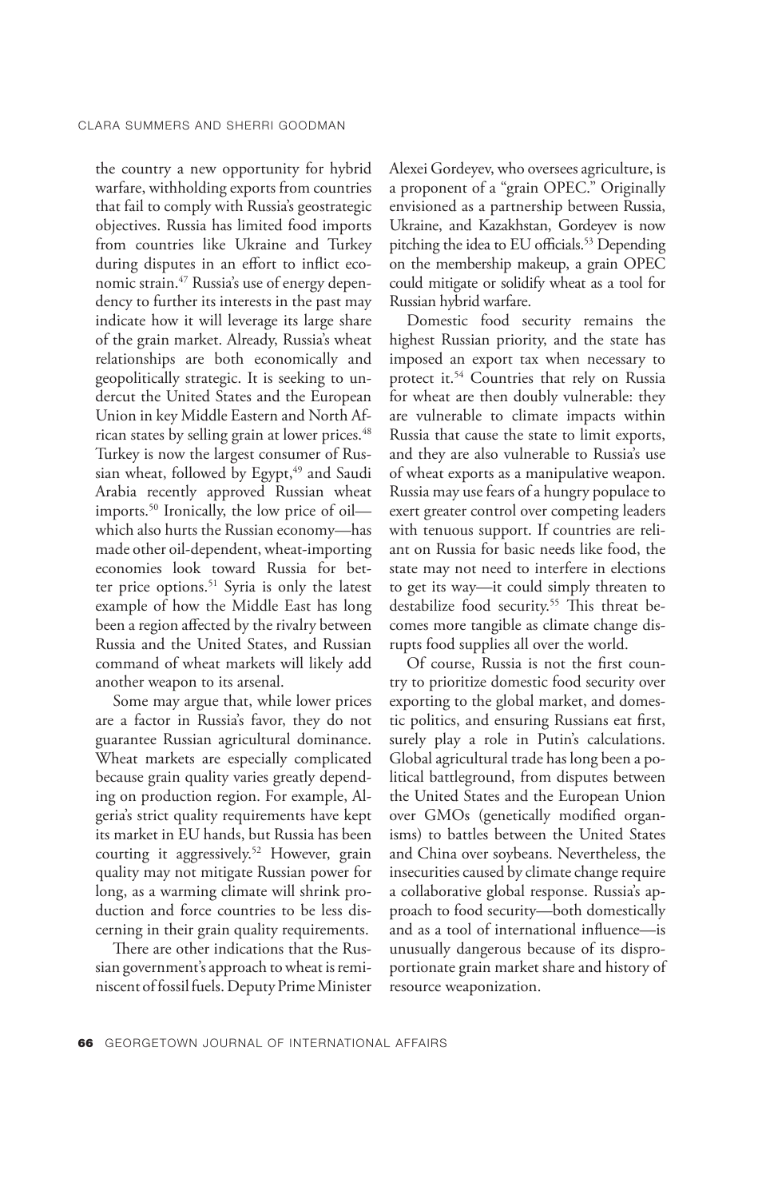the country a new opportunity for hybrid warfare, withholding exports from countries that fail to comply with Russia's geostrategic objectives. Russia has limited food imports from countries like Ukraine and Turkey during disputes in an effort to inflict economic strain.[47] Russia's use of energy dependency to further its interests in the past may indicate how it will leverage its large share of the grain market. Already, Russia's wheat relationships are both economically and geopolitically strategic. It is seeking to undercut the United States and the European Union in key Middle Eastern and North African states by selling grain at lower prices.[48] Turkey is now the largest consumer of Russian wheat, followed by Egypt,[49] and Saudi Arabia recently approved Russian wheat imports.[50] Ironically, the low price of oil—which also hurts the Russian economy—has made other oil-dependent, wheat-importing economies look toward Russia for better price options.[51] Syria is only the latest example of how the Middle East has long been a region affected by the rivalry between Russia and the United States, and Russian command of wheat markets will likely add another weapon to its arsenal.

Some may argue that, while lower prices are a factor in Russia's favor, they do not guarantee Russian agricultural dominance. Wheat markets are especially complicated because grain quality varies greatly depending on production region. For example, Algeria's strict quality requirements have kept its market in EU hands, but Russia has been courting it aggressively.[52] However, grain quality may not mitigate Russian power for long, as a warming climate will shrink production and force countries to be less discerning in their grain quality requirements.

There are other indications that the Russian government's approach to wheat is reminiscent of fossil fuels. Deputy Prime Minister Alexei Gordeyev, who oversees agriculture, is a proponent of a "grain OPEC." Originally envisioned as a partnership between Russia, Ukraine, and Kazakhstan, Gordeyev is now pitching the idea to EU officials.[53] Depending on the membership makeup, a grain OPEC could mitigate or solidify wheat as a tool for Russian hybrid warfare.

Domestic food security remains the highest Russian priority, and the state has imposed an export tax when necessary to protect it.[54] Countries that rely on Russia for wheat are then doubly vulnerable: they are vulnerable to climate impacts within Russia that cause the state to limit exports, and they are also vulnerable to Russia's use of wheat exports as a manipulative weapon. Russia may use fears of a hungry populace to exert greater control over competing leaders with tenuous support. If countries are reliant on Russia for basic needs like food, the state may not need to interfere in elections to get its way—it could simply threaten to destabilize food security.[55] This threat becomes more tangible as climate change disrupts food supplies all over the world.

Of course, Russia is not the first country to prioritize domestic food security over exporting to the global market, and domestic politics, and ensuring Russians eat first, surely play a role in Putin's calculations. Global agricultural trade has long been a political battleground, from disputes between the United States and the European Union over GMOs (genetically modified organisms) to battles between the United States and China over soybeans. Nevertheless, the insecurities caused by climate change require a collaborative global response. Russia's approach to food security—both domestically and as a tool of international influence—is unusually dangerous because of its disproportionate grain market share and history of resource weaponization.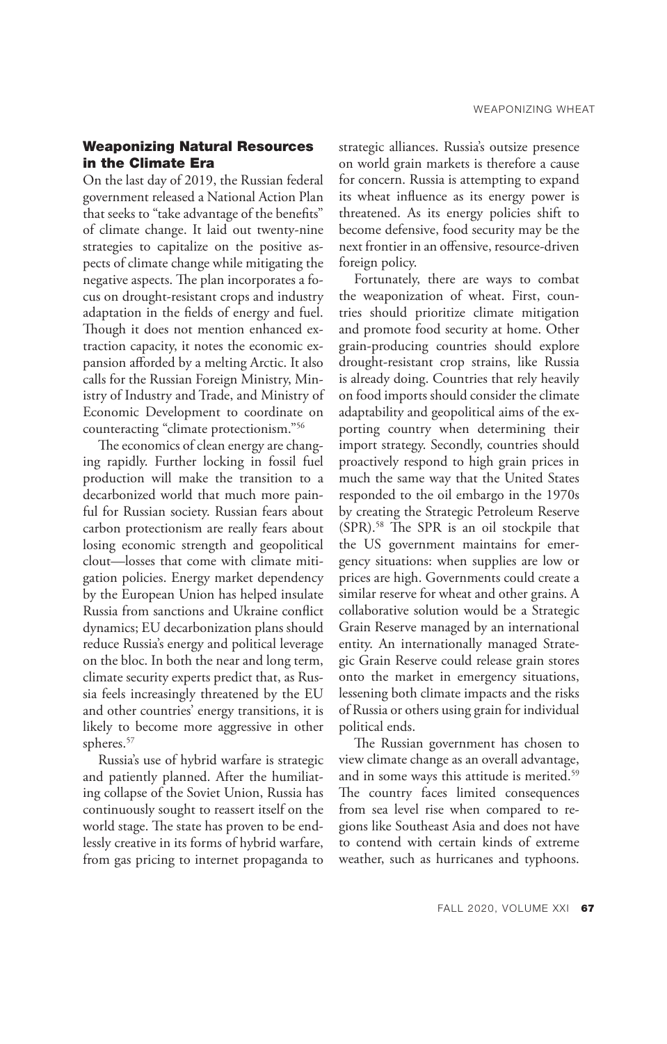## Weaponizing Natural Resources in the Climate Era

On the last day of 2019, the Russian federal government released a National Action Plan that seeks to "take advantage of the benefits" of climate change. It laid out twenty-nine strategies to capitalize on the positive aspects of climate change while mitigating the negative aspects. The plan incorporates a focus on drought-resistant crops and industry adaptation in the fields of energy and fuel. Though it does not mention enhanced extraction capacity, it notes the economic expansion afforded by a melting Arctic. It also calls for the Russian Foreign Ministry, Ministry of Industry and Trade, and Ministry of Economic Development to coordinate on counteracting "climate protectionism."[56]

The economics of clean energy are changing rapidly. Further locking in fossil fuel production will make the transition to a decarbonized world that much more painful for Russian society. Russian fears about carbon protectionism are really fears about losing economic strength and geopolitical clout—losses that come with climate mitigation policies. Energy market dependency by the European Union has helped insulate Russia from sanctions and Ukraine conflict dynamics; EU decarbonization plans should reduce Russia's energy and political leverage on the bloc. In both the near and long term, climate security experts predict that, as Russia feels increasingly threatened by the EU and other countries' energy transitions, it is likely to become more aggressive in other spheres.[57]

Russia's use of hybrid warfare is strategic and patiently planned. After the humiliating collapse of the Soviet Union, Russia has continuously sought to reassert itself on the world stage. The state has proven to be endlessly creative in its forms of hybrid warfare, from gas pricing to internet propaganda to strategic alliances. Russia's outsize presence on world grain markets is therefore a cause for concern. Russia is attempting to expand its wheat influence as its energy power is threatened. As its energy policies shift to become defensive, food security may be the next frontier in an offensive, resource-driven foreign policy.

Fortunately, there are ways to combat the weaponization of wheat. First, countries should prioritize climate mitigation and promote food security at home. Other grain-producing countries should explore drought-resistant crop strains, like Russia is already doing. Countries that rely heavily on food imports should consider the climate adaptability and geopolitical aims of the exporting country when determining their import strategy. Secondly, countries should proactively respond to high grain prices in much the same way that the United States responded to the oil embargo in the 1970s by creating the Strategic Petroleum Reserve (SPR).[58] The SPR is an oil stockpile that the US government maintains for emergency situations: when supplies are low or prices are high. Governments could create a similar reserve for wheat and other grains. A collaborative solution would be a Strategic Grain Reserve managed by an international entity. An internationally managed Strategic Grain Reserve could release grain stores onto the market in emergency situations, lessening both climate impacts and the risks of Russia or others using grain for individual political ends.

The Russian government has chosen to view climate change as an overall advantage, and in some ways this attitude is merited.[59] The country faces limited consequences from sea level rise when compared to regions like Southeast Asia and does not have to contend with certain kinds of extreme weather, such as hurricanes and typhoons.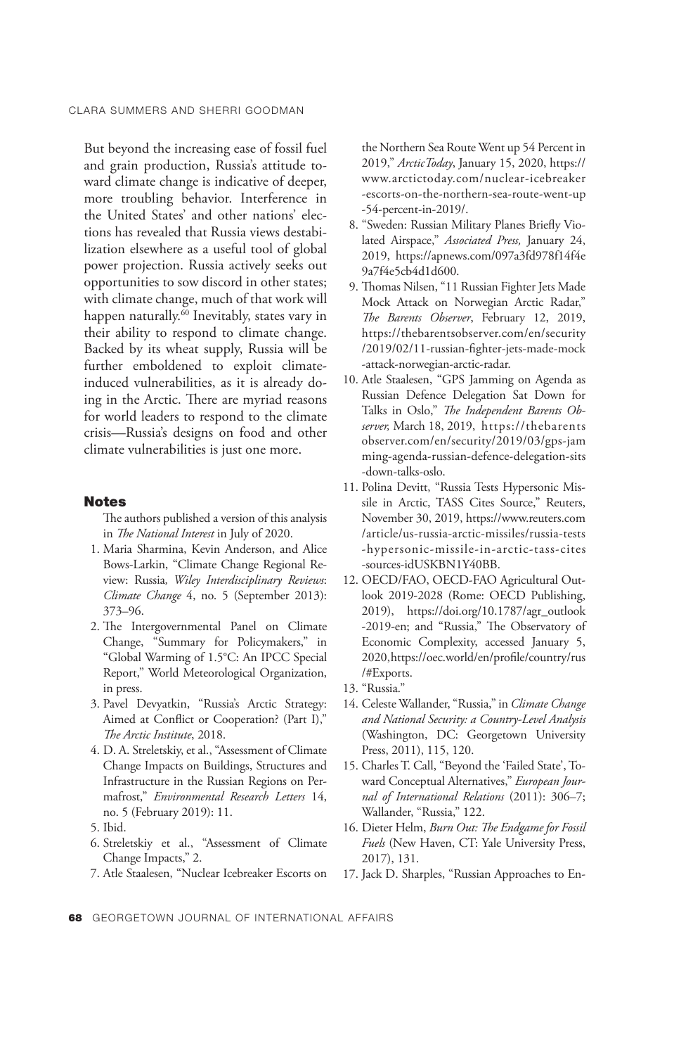But beyond the increasing ease of fossil fuel and grain production, Russia's attitude toward climate change is indicative of deeper, more troubling behavior. Interference in the United States' and other nations' elections has revealed that Russia views destabilization elsewhere as a useful tool of global power projection. Russia actively seeks out opportunities to sow discord in other states; with climate change, much of that work will happen naturally.[60] Inevitably, states vary in their ability to respond to climate change. Backed by its wheat supply, Russia will be further emboldened to exploit climate-induced vulnerabilities, as it is already doing in the Arctic. There are myriad reasons for world leaders to respond to the climate crisis—Russia's designs on food and other climate vulnerabilities is just one more.

## Notes

The authors published a version of this analysis in *The National Interest* in July of 2020.

1. Maria Sharmina, Kevin Anderson, and Alice Bows-Larkin, "Climate Change Regional Review: Russia*, Wiley Interdisciplinary Reviews*: *Climate Change* 4, no. 5 (September 2013): 373–96.
2. The Intergovernmental Panel on Climate Change, "Summary for Policymakers," in "Global Warming of 1.5°C: An IPCC Special Report," World Meteorological Organization, in press.
3. Pavel Devyatkin, "Russia's Arctic Strategy: Aimed at Conflict or Cooperation? (Part I)," *The Arctic Institute*, 2018.
4. D. A. Streletskiy, et al., "Assessment of Climate Change Impacts on Buildings, Structures and Infrastructure in the Russian Regions on Permafrost," *Environmental Research Letters* 14, no. 5 (February 2019): 11.
5. Ibid.
6. Streletskiy et al., "Assessment of Climate Change Impacts," 2.
7. Atle Staalesen, "Nuclear Icebreaker Escorts on the Northern Sea Route Went up 54 Percent in 2019," *ArcticToday*, January 15, 2020, https://www.arctictoday.com/nuclear-icebreaker-escorts-on-the-northern-sea-route-went-up-54-percent-in-2019/.
8. "Sweden: Russian Military Planes Briefly Violated Airspace," *Associated Press,* January 24, 2019, https://apnews.com/097a3fd978f14f4e9a7f4e5cb4d1d600.
9. Thomas Nilsen, "11 Russian Fighter Jets Made Mock Attack on Norwegian Arctic Radar," *The Barents Observer*, February 12, 2019, https://thebarentsobserver.com/en/security/2019/02/11-russian-fighter-jets-made-mock-attack-norwegian-arctic-radar.
10. Atle Staalesen, "GPS Jamming on Agenda as Russian Defence Delegation Sat Down for Talks in Oslo," *The Independent Barents Observer,* March 18, 2019, https://thebarentsobserver.com/en/security/2019/03/gps-jamming-agenda-russian-defence-delegation-sits-down-talks-oslo.
11. Polina Devitt, "Russia Tests Hypersonic Missile in Arctic, TASS Cites Source," Reuters, November 30, 2019, https://www.reuters.com/article/us-russia-arctic-missiles/russia-tests-hypersonic-missile-in-arctic-tass-cites-sources-idUSKBN1Y40BB.
12. OECD/FAO, OECD-FAO Agricultural Outlook 2019-2028 (Rome: OECD Publishing, 2019), https://doi.org/10.1787/agr_outlook-2019-en; and "Russia," The Observatory of Economic Complexity, accessed January 5, 2020, https://oec.world/en/profile/country/rus/#Exports.
13. "Russia."
14. Celeste Wallander, "Russia," in *Climate Change and National Security: a Country-Level Analysis* (Washington, DC: Georgetown University Press, 2011), 115, 120.
15. Charles T. Call, "Beyond the 'Failed State', Toward Conceptual Alternatives," *European Journal of International Relations* (2011): 306–7; Wallander, "Russia," 122.
16. Dieter Helm, *Burn Out: The Endgame for Fossil Fuels* (New Haven, CT: Yale University Press, 2017), 131.
17. Jack D. Sharples, "Russian Approaches to En-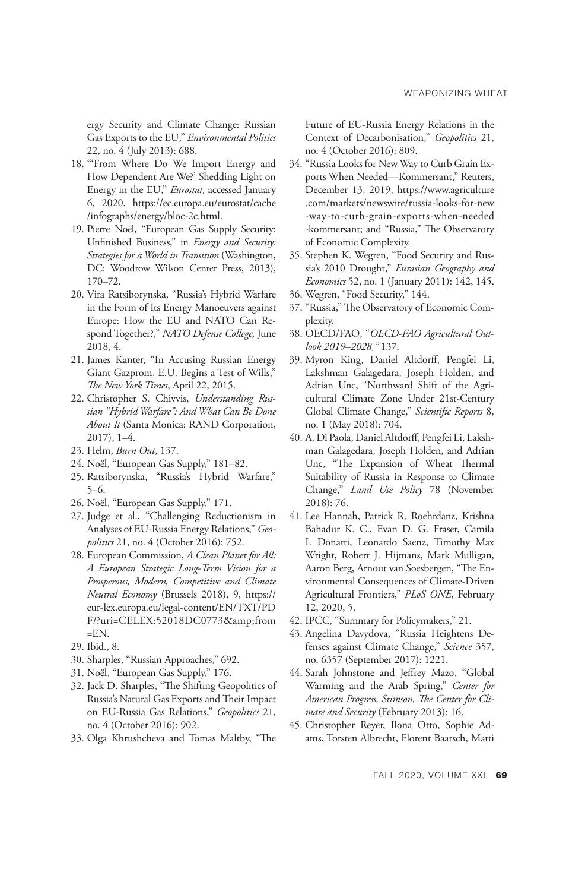ergy Security and Climate Change: Russian Gas Exports to the EU," *Environmental Politics* 22, no. 4 (July 2013): 688.

18. "'From Where Do We Import Energy and How Dependent Are We?' Shedding Light on Energy in the EU," *Eurostat,* accessed January 6, 2020, https://ec.europa.eu/eurostat/cache/infographs/energy/bloc-2c.html.
19. Pierre Noël, "European Gas Supply Security: Unfinished Business," in *Energy and Security: Strategies for a World in Transition* (Washington, DC: Woodrow Wilson Center Press, 2013), 170–72.
20. Vira Ratsiborynska, "Russia's Hybrid Warfare in the Form of Its Energy Manoeuvers against Europe: How the EU and NATO Can Respond Together?," *NATO Defense College,* June 2018, 4.
21. James Kanter, "In Accusing Russian Energy Giant Gazprom, E.U. Begins a Test of Wills," *The New York Times*, April 22, 2015.
22. Christopher S. Chivvis, *Understanding Russian "Hybrid Warfare": And What Can Be Done About It* (Santa Monica: RAND Corporation, 2017), 1–4.
23. Helm, *Burn Out*, 137.
24. Noël, "European Gas Supply," 181–82.
25. Ratsiborynska, "Russia's Hybrid Warfare," 5–6.
26. Noël, "European Gas Supply," 171.
27. Judge et al., "Challenging Reductionism in Analyses of EU-Russia Energy Relations," *Geopolitics* 21, no. 4 (October 2016): 752.
28. European Commission, *A Clean Planet for All: A European Strategic Long-Term Vision for a Prosperous, Modern, Competitive and Climate Neutral Economy* (Brussels 2018), 9, https://eur-lex.europa.eu/legal-content/EN/TXT/PDF/?uri=CELEX:52018DC0773&amp;from=EN.
29. Ibid., 8.
30. Sharples, "Russian Approaches," 692.
31. Noël, "European Gas Supply," 176.
32. Jack D. Sharples, "The Shifting Geopolitics of Russia's Natural Gas Exports and Their Impact on EU-Russia Gas Relations," *Geopolitics* 21, no. 4 (October 2016): 902.
33. Olga Khrushcheva and Tomas Maltby, "The Future of EU-Russia Energy Relations in the Context of Decarbonisation," *Geopolitics* 21, no. 4 (October 2016): 809.
34. "Russia Looks for New Way to Curb Grain Exports When Needed—Kommersant," Reuters, December 13, 2019, https://www.agriculture.com/markets/newswire/russia-looks-for-new-way-to-curb-grain-exports-when-needed-kommersant; and "Russia," The Observatory of Economic Complexity.
35. Stephen K. Wegren, "Food Security and Russia's 2010 Drought," *Eurasian Geography and Economics* 52, no. 1 (January 2011): 142, 145.
36. Wegren, "Food Security," 144.
37. "Russia," The Observatory of Economic Complexity.
38. OECD/FAO, "*OECD-FAO Agricultural Outlook 2019–2028,"* 137.
39. Myron King, Daniel Altdorff, Pengfei Li, Lakshman Galagedara, Joseph Holden, and Adrian Unc, "Northward Shift of the Agricultural Climate Zone Under 21st-Century Global Climate Change," *Scientific Reports* 8, no. 1 (May 2018): 704.
40. A. Di Paola, Daniel Altdorff, Pengfei Li, Lakshman Galagedara, Joseph Holden, and Adrian Unc, "The Expansion of Wheat Thermal Suitability of Russia in Response to Climate Change," *Land Use Policy* 78 (November 2018): 76.
41. Lee Hannah, Patrick R. Roehrdanz, Krishna Bahadur K. C., Evan D. G. Fraser, Camila I. Donatti, Leonardo Saenz, Timothy Max Wright, Robert J. Hijmans, Mark Mulligan, Aaron Berg, Arnout van Soesbergen, "The Environmental Consequences of Climate-Driven Agricultural Frontiers," *PLoS ONE*, February 12, 2020, 5.
42. IPCC, "Summary for Policymakers," 21.
43. Angelina Davydova, "Russia Heightens Defenses against Climate Change," *Science* 357, no. 6357 (September 2017): 1221.
44. Sarah Johnstone and Jeffrey Mazo, "Global Warming and the Arab Spring," *Center for American Progress, Stimson, The Center for Climate and Security* (February 2013): 16.
45. Christopher Reyer, Ilona Otto, Sophie Adams, Torsten Albrecht, Florent Baarsch, Matti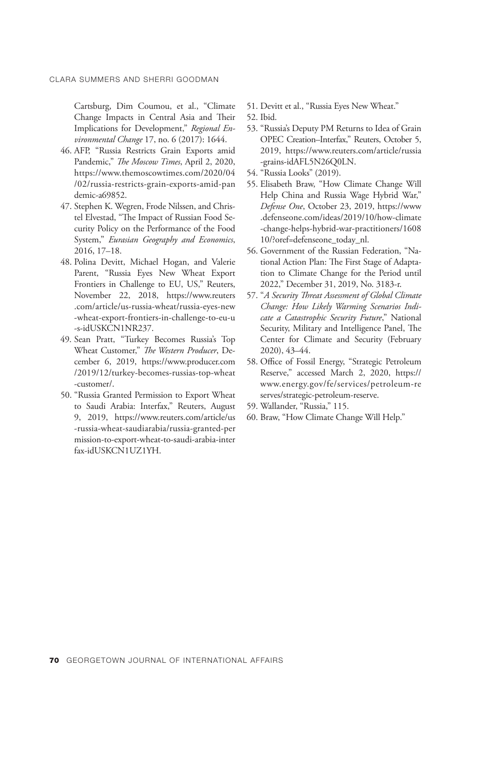Cartsburg, Dim Coumou, et al., "Climate Change Impacts in Central Asia and Their Implications for Development," *Regional Environmental Change* 17, no. 6 (2017): 1644.

46. AFP, "Russia Restricts Grain Exports amid Pandemic," *The Moscow Times*, April 2, 2020, https://www.themoscowtimes.com/2020/04/02/russia-restricts-grain-exports-amid-pandemic-a69852.
47. Stephen K. Wegren, Frode Nilssen, and Christel Elvestad, "The Impact of Russian Food Security Policy on the Performance of the Food System," *Eurasian Geography and Economics*, 2016, 17–18.
48. Polina Devitt, Michael Hogan, and Valerie Parent, "Russia Eyes New Wheat Export Frontiers in Challenge to EU, US," Reuters, November 22, 2018, https://www.reuters.com/article/us-russia-wheat/russia-eyes-new-wheat-export-frontiers-in-challenge-to-eu-u-s-idUSKCN1NR237.
49. Sean Pratt, "Turkey Becomes Russia's Top Wheat Customer," *The Western Producer*, December 6, 2019, https://www.producer.com/2019/12/turkey-becomes-russias-top-wheat-customer/.
50. "Russia Granted Permission to Export Wheat to Saudi Arabia: Interfax," Reuters, August 9, 2019, https://www.reuters.com/article/us-russia-wheat-saudiarabia/russia-granted-permission-to-export-wheat-to-saudi-arabia-interfax-idUSKCN1UZ1YH.
51. Devitt et al., "Russia Eyes New Wheat."
52. Ibid.
53. "Russia's Deputy PM Returns to Idea of Grain OPEC Creation–Interfax," Reuters, October 5, 2019, https://www.reuters.com/article/russia-grains-idAFL5N26Q0LN.
54. "Russia Looks" (2019).
55. Elisabeth Braw, "How Climate Change Will Help China and Russia Wage Hybrid War," *Defense One*, October 23, 2019, https://www.defenseone.com/ideas/2019/10/how-climate-change-helps-hybrid-war-practitioners/160810/?oref=defenseone_today_nl.
56. Government of the Russian Federation, "National Action Plan: The First Stage of Adaptation to Climate Change for the Period until 2022," December 31, 2019, No. 3183-r.
57. "*A Security Threat Assessment of Global Climate Change: How Likely Warming Scenarios Indicate a Catastrophic Security Future*," National Security, Military and Intelligence Panel, The Center for Climate and Security (February 2020), 43–44.
58. Office of Fossil Energy, "Strategic Petroleum Reserve," accessed March 2, 2020, https://www.energy.gov/fe/services/petroleum-reserves/strategic-petroleum-reserve.
59. Wallander, "Russia," 115.
60. Braw, "How Climate Change Will Help."